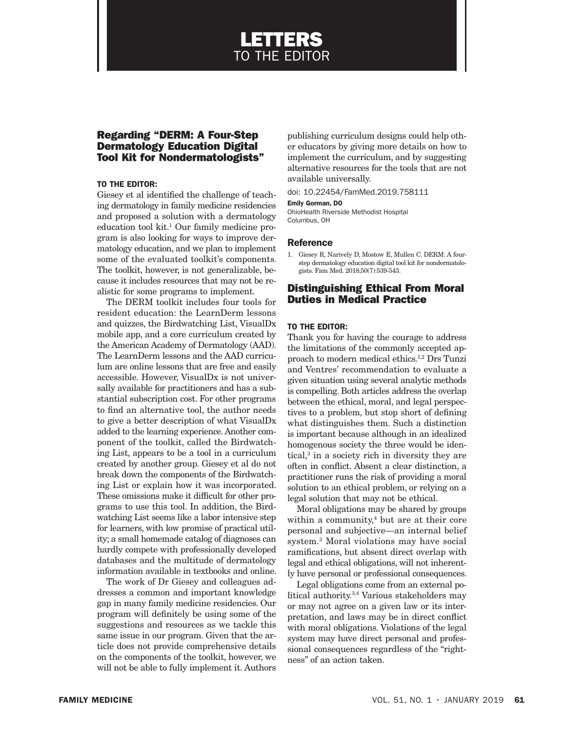# LETTERS TO THE EDITOR

## Regarding "DERM: A Four-Step Dermatology Education Digital Tool Kit for Nondermatologists"

**TO THE EDITOR:**

Giesey et al identified the challenge of teaching dermatology in family medicine residencies and proposed a solution with a dermatology education tool kit.[1] Our family medicine program is also looking for ways to improve dermatology education, and we plan to implement some of the evaluated toolkit's components. The toolkit, however, is not generalizable, because it includes resources that may not be realistic for some programs to implement.

The DERM toolkit includes four tools for resident education: the LearnDerm lessons and quizzes, the Birdwatching List, VisualDx mobile app, and a core curriculum created by the American Academy of Dermatology (AAD). The LearnDerm lessons and the AAD curriculum are online lessons that are free and easily accessible. However, VisualDx is not universally available for practitioners and has a substantial subscription cost. For other programs to find an alternative tool, the author needs to give a better description of what VisualDx added to the learning experience. Another component of the toolkit, called the Birdwatching List, appears to be a tool in a curriculum created by another group. Giesey et al do not break down the components of the Birdwatching List or explain how it was incorporated. These omissions make it difficult for other programs to use this tool. In addition, the Birdwatching List seems like a labor intensive step for learners, with low promise of practical utility; a small homemade catalog of diagnoses can hardly compete with professionally developed databases and the multitude of dermatology information available in textbooks and online.

The work of Dr Giesey and colleagues addresses a common and important knowledge gap in many family medicine residencies. Our program will definitely be using some of the suggestions and resources as we tackle this same issue in our program. Given that the article does not provide comprehensive details on the components of the toolkit, however, we will not be able to fully implement it. Authors publishing curriculum designs could help other educators by giving more details on how to implement the curriculum, and by suggesting alternative resources for the tools that are not available universally.

doi: 10.22454/FamMed.2019.758111

**Emily Gorman, DO**
OhioHealth Riverside Methodist Hospital
Columbus, OH

### Reference

1. Giesey R, Narively D, Mostow E, Mullen C. DERM: A four-step dermatology education digital tool kit for nondermatologists. Fam Med. 2018;50(7):539-543.

## Distinguishing Ethical From Moral Duties in Medical Practice

**TO THE EDITOR:**

Thank you for having the courage to address the limitations of the commonly accepted approach to modern medical ethics.[1,2] Drs Tunzi and Ventres' recommendation to evaluate a given situation using several analytic methods is compelling. Both articles address the overlap between the ethical, moral, and legal perspectives to a problem, but stop short of defining what distinguishes them. Such a distinction is important because although in an idealized homogenous society the three would be identical,[3] in a society rich in diversity they are often in conflict. Absent a clear distinction, a practitioner runs the risk of providing a moral solution to an ethical problem, or relying on a legal solution that may not be ethical.

Moral obligations may be shared by groups within a community,[4] but are at their core personal and subjective—an internal belief system.[3] Moral violations may have social ramifications, but absent direct overlap with legal and ethical obligations, will not inherently have personal or professional consequences.

Legal obligations come from an external political authority.[3,4] Various stakeholders may or may not agree on a given law or its interpretation, and laws may be in direct conflict with moral obligations. Violations of the legal system may have direct personal and professional consequences regardless of the "rightness" of an action taken.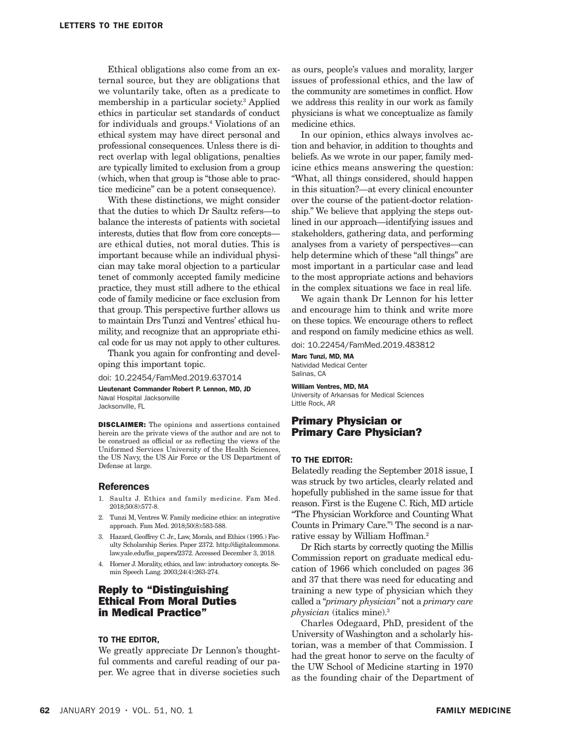Ethical obligations also come from an external source, but they are obligations that we voluntarily take, often as a predicate to membership in a particular society.[3] Applied ethics in particular set standards of conduct for individuals and groups.[4] Violations of an ethical system may have direct personal and professional consequences. Unless there is direct overlap with legal obligations, penalties are typically limited to exclusion from a group (which, when that group is "those able to practice medicine" can be a potent consequence).

With these distinctions, we might consider that the duties to which Dr Saultz refers—to balance the interests of patients with societal interests, duties that flow from core concepts—are ethical duties, not moral duties. This is important because while an individual physician may take moral objection to a particular tenet of commonly accepted family medicine practice, they must still adhere to the ethical code of family medicine or face exclusion from that group. This perspective further allows us to maintain Drs Tunzi and Ventres' ethical humility, and recognize that an appropriate ethical code for us may not apply to other cultures.

Thank you again for confronting and developing this important topic.

doi: 10.22454/FamMed.2019.637014

**Lieutenant Commander Robert P. Lennon, MD, JD**
Naval Hospital Jacksonville
Jacksonville, FL

**DISCLAIMER:** The opinions and assertions contained herein are the private views of the author and are not to be construed as official or as reflecting the views of the Uniformed Services University of the Health Sciences, the US Navy, the US Air Force or the US Department of Defense at large.

### References

1. Saultz J. Ethics and family medicine. Fam Med. 2018;50(8):577-8.
2. Tunzi M, Ventres W. Family medicine ethics: an integrative approach. Fam Med. 2018;50(8):583-588.
3. Hazard, Geoffrey C. Jr., Law, Morals, and Ethics (1995.) Faculty Scholarship Series. Paper 2372. http://digitalcommons.law.yale.edu/fss_papers/2372. Accessed December 3, 2018.
4. Horner J. Morality, ethics, and law: introductory concepts. Semin Speech Lang. 2003;24(4):263-274.

## Reply to "Distinguishing Ethical From Moral Duties in Medical Practice"

**TO THE EDITOR,**

We greatly appreciate Dr Lennon's thoughtful comments and careful reading of our paper. We agree that in diverse societies such as ours, people's values and morality, larger issues of professional ethics, and the law of the community are sometimes in conflict. How we address this reality in our work as family physicians is what we conceptualize as family medicine ethics.

In our opinion, ethics always involves action and behavior, in addition to thoughts and beliefs. As we wrote in our paper, family medicine ethics means answering the question: "What, all things considered, should happen in this situation?—at every clinical encounter over the course of the patient-doctor relationship." We believe that applying the steps outlined in our approach—identifying issues and stakeholders, gathering data, and performing analyses from a variety of perspectives—can help determine which of these "all things" are most important in a particular case and lead to the most appropriate actions and behaviors in the complex situations we face in real life.

We again thank Dr Lennon for his letter and encourage him to think and write more on these topics. We encourage others to reflect and respond on family medicine ethics as well.

doi: 10.22454/FamMed.2019.483812

**Marc Tunzi, MD, MA**
Natividad Medical Center
Salinas, CA

**William Ventres, MD, MA**
University of Arkansas for Medical Sciences
Little Rock, AR

## Primary Physician or Primary Care Physician?

**TO THE EDITOR:**

Belatedly reading the September 2018 issue, I was struck by two articles, clearly related and hopefully published in the same issue for that reason. First is the Eugene C. Rich, MD article "The Physician Workforce and Counting What Counts in Primary Care."[1] The second is a narrative essay by William Hoffman.[2]

Dr Rich starts by correctly quoting the Millis Commission report on graduate medical education of 1966 which concluded on pages 36 and 37 that there was need for educating and training a new type of physician which they called a "*primary physician*" not a *primary care physician* (italics mine).[3]

Charles Odegaard, PhD, president of the University of Washington and a scholarly historian, was a member of that Commission. I had the great honor to serve on the faculty of the UW School of Medicine starting in 1970 as the founding chair of the Department of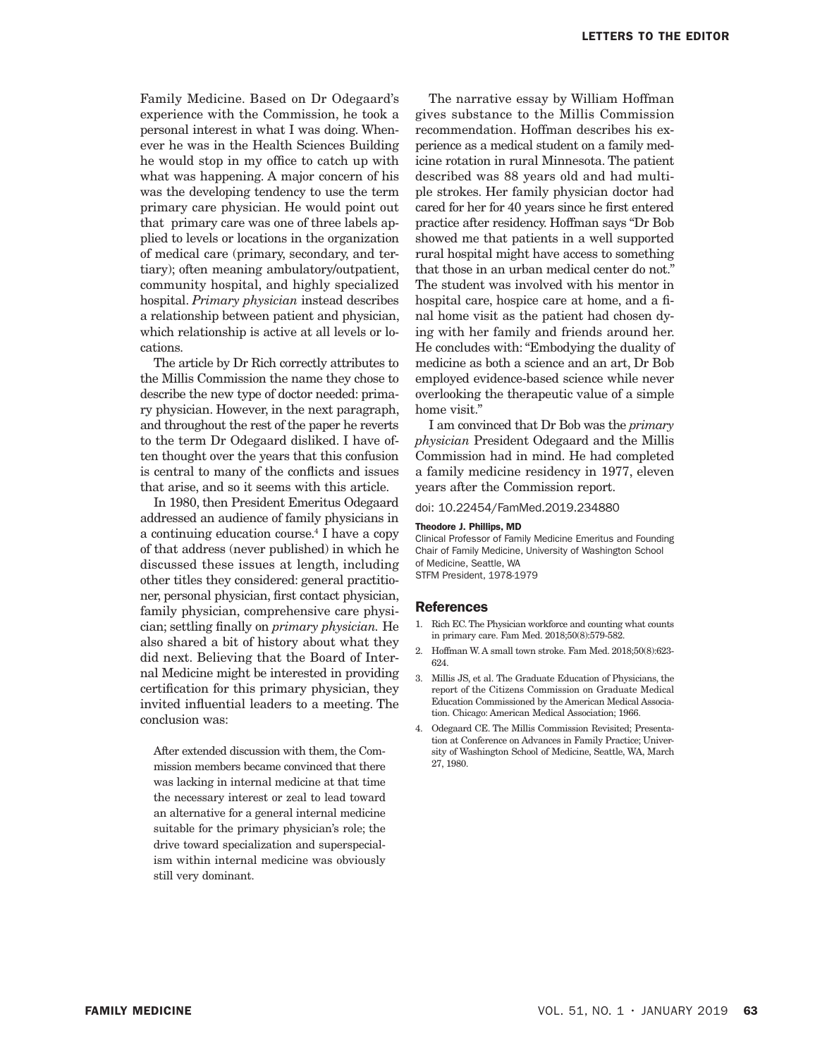Family Medicine. Based on Dr Odegaard's experience with the Commission, he took a personal interest in what I was doing. Whenever he was in the Health Sciences Building he would stop in my office to catch up with what was happening. A major concern of his was the developing tendency to use the term primary care physician. He would point out that primary care was one of three labels applied to levels or locations in the organization of medical care (primary, secondary, and tertiary); often meaning ambulatory/outpatient, community hospital, and highly specialized hospital. *Primary physician* instead describes a relationship between patient and physician, which relationship is active at all levels or locations.

The article by Dr Rich correctly attributes to the Millis Commission the name they chose to describe the new type of doctor needed: primary physician. However, in the next paragraph, and throughout the rest of the paper he reverts to the term Dr Odegaard disliked. I have often thought over the years that this confusion is central to many of the conflicts and issues that arise, and so it seems with this article.

In 1980, then President Emeritus Odegaard addressed an audience of family physicians in a continuing education course.[4] I have a copy of that address (never published) in which he discussed these issues at length, including other titles they considered: general practitioner, personal physician, first contact physician, family physician, comprehensive care physician; settling finally on *primary physician.* He also shared a bit of history about what they did next. Believing that the Board of Internal Medicine might be interested in providing certification for this primary physician, they invited influential leaders to a meeting. The conclusion was:

> After extended discussion with them, the Commission members became convinced that there was lacking in internal medicine at that time the necessary interest or zeal to lead toward an alternative for a general internal medicine suitable for the primary physician's role; the drive toward specialization and superspecialism within internal medicine was obviously still very dominant.

The narrative essay by William Hoffman gives substance to the Millis Commission recommendation. Hoffman describes his experience as a medical student on a family medicine rotation in rural Minnesota. The patient described was 88 years old and had multiple strokes. Her family physician doctor had cared for her for 40 years since he first entered practice after residency. Hoffman says "Dr Bob showed me that patients in a well supported rural hospital might have access to something that those in an urban medical center do not." The student was involved with his mentor in hospital care, hospice care at home, and a final home visit as the patient had chosen dying with her family and friends around her. He concludes with: "Embodying the duality of medicine as both a science and an art, Dr Bob employed evidence-based science while never overlooking the therapeutic value of a simple home visit."

I am convinced that Dr Bob was the *primary physician* President Odegaard and the Millis Commission had in mind. He had completed a family medicine residency in 1977, eleven years after the Commission report.

doi: 10.22454/FamMed.2019.234880

**Theodore J. Phillips, MD**
Clinical Professor of Family Medicine Emeritus and Founding Chair of Family Medicine, University of Washington School of Medicine, Seattle, WA
STFM President, 1978-1979

## References

1. Rich EC. The Physician workforce and counting what counts in primary care. Fam Med. 2018;50(8):579-582.
2. Hoffman W. A small town stroke. Fam Med. 2018;50(8):623-624.
3. Millis JS, et al. The Graduate Education of Physicians, the report of the Citizens Commission on Graduate Medical Education Commissioned by the American Medical Association. Chicago: American Medical Association; 1966.
4. Odegaard CE. The Millis Commission Revisited; Presentation at Conference on Advances in Family Practice; University of Washington School of Medicine, Seattle, WA, March 27, 1980.